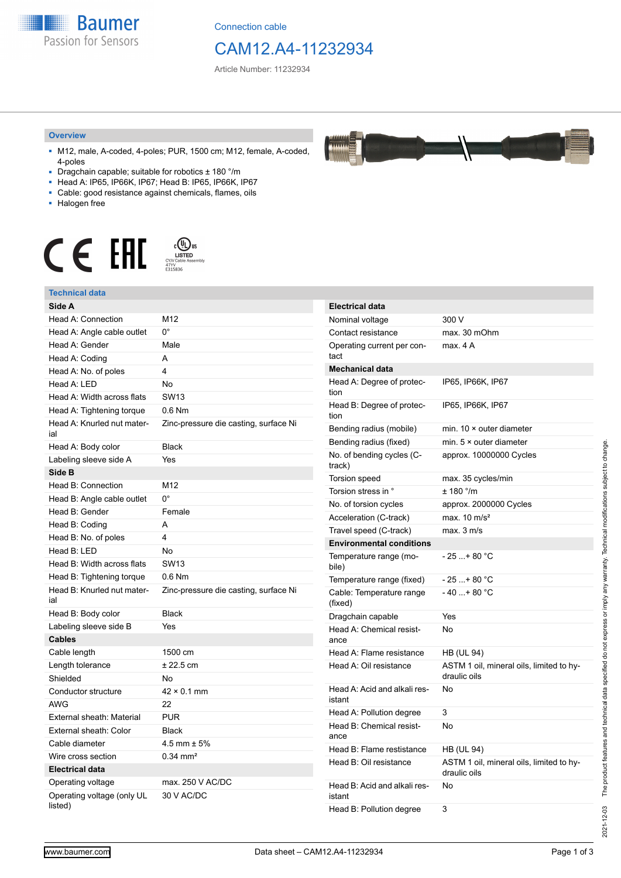Connection cable

# CAM12.A4-11232934

Article Number: 11232934

## Overview

- M12, male, A-coded, 4-poles; PUR, 1500 cm; M12, female, A-coded, 4-poles
- Dragchain capable; suitable for robotics ± 180 °/m
- Head A: IP65, IP66K, IP67; Head B: IP65, IP66K, IP67
- Cable: good resistance against chemicals, flames, oils
- Halogen free

## Technical data

| **Side A** | |
|---|---|
| Head A: Connection | M12 |
| Head A: Angle cable outlet | 0° |
| Head A: Gender | Male |
| Head A: Coding | A |
| Head A: No. of poles | 4 |
| Head A: LED | No |
| Head A: Width across flats | SW13 |
| Head A: Tightening torque | 0.6 Nm |
| Head A: Knurled nut material | Zinc-pressure die casting, surface Ni |
| Head A: Body color | Black |
| Labeling sleeve side A | Yes |
| **Side B** | |
| Head B: Connection | M12 |
| Head B: Angle cable outlet | 0° |
| Head B: Gender | Female |
| Head B: Coding | A |
| Head B: No. of poles | 4 |
| Head B: LED | No |
| Head B: Width across flats | SW13 |
| Head B: Tightening torque | 0.6 Nm |
| Head B: Knurled nut material | Zinc-pressure die casting, surface Ni |
| Head B: Body color | Black |
| Labeling sleeve side B | Yes |
| **Cables** | |
| Cable length | 1500 cm |
| Length tolerance | ± 22.5 cm |
| Shielded | No |
| Conductor structure | 42 × 0.1 mm |
| AWG | 22 |
| External sheath: Material | PUR |
| External sheath: Color | Black |
| Cable diameter | 4.5 mm ± 5% |
| Wire cross section | 0.34 mm² |
| **Electrical data** | |
| Operating voltage | max. 250 V AC/DC |
| Operating voltage (only UL listed) | 30 V AC/DC |

| **Electrical data** | |
|---|---|
| Nominal voltage | 300 V |
| Contact resistance | max. 30 mOhm |
| Operating current per contact | max. 4 A |
| **Mechanical data** | |
| Head A: Degree of protection | IP65, IP66K, IP67 |
| Head B: Degree of protection | IP65, IP66K, IP67 |
| Bending radius (mobile) | min. 10 × outer diameter |
| Bending radius (fixed) | min. 5 × outer diameter |
| No. of bending cycles (C-track) | approx. 10000000 Cycles |
| Torsion speed | max. 35 cycles/min |
| Torsion stress in ° | ± 180 °/m |
| No. of torsion cycles | approx. 2000000 Cycles |
| Acceleration (C-track) | max. 10 m/s² |
| Travel speed (C-track) | max. 3 m/s |
| **Environmental conditions** | |
| Temperature range (mobile) | - 25 ...+ 80 °C |
| Temperature range (fixed) | - 25 ...+ 80 °C |
| Cable: Temperature range (fixed) | - 40 ...+ 80 °C |
| Dragchain capable | Yes |
| Head A: Chemical resistance | No |
| Head A: Flame resistance | HB (UL 94) |
| Head A: Oil resistance | ASTM 1 oil, mineral oils, limited to hydraulic oils |
| Head A: Acid and alkali resistant | No |
| Head A: Pollution degree | 3 |
| Head B: Chemical resistance | No |
| Head B: Flame resistance | HB (UL 94) |
| Head B: Oil resistance | ASTM 1 oil, mineral oils, limited to hydraulic oils |
| Head B: Acid and alkali resistant | No |
| Head B: Pollution degree | 3 |

2021-12-03 The product features and technical data specified do not express or imply any warranty. Technical modifications subject to change.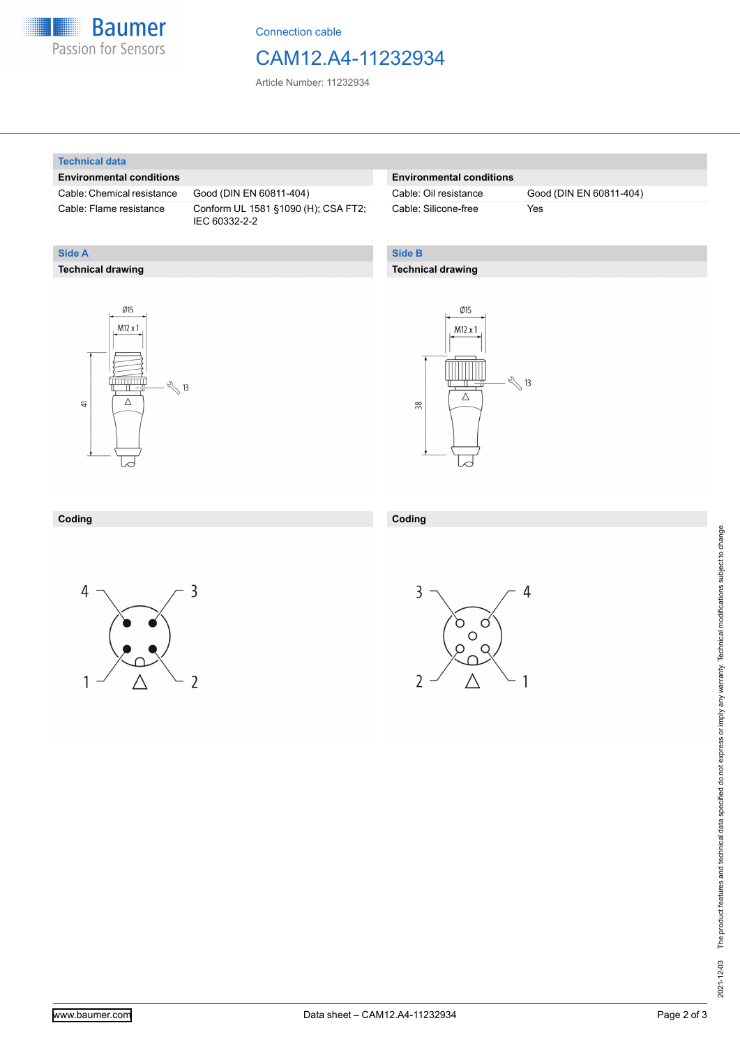Connection cable

# CAM12.A4-11232934

Article Number: 11232934

## Technical data

| Environmental conditions | |
|---|---|
| Cable: Chemical resistance | Good (DIN EN 60811-404) |
| Cable: Flame resistance | Conform UL 1581 §1090 (H); CSA FT2; IEC 60332-2-2 |

| Environmental conditions | |
|---|---|
| Cable: Oil resistance | Good (DIN EN 60811-404) |
| Cable: Silicone-free | Yes |

## Side A

### Technical drawing

Ø15

M12 x 1

13

41

### Coding

4 3

1 2

## Side B

### Technical drawing

Ø15

M12 x 1

13

38

### Coding

3 4

2 1

2021-12-03 The product features and technical data specified do not express or imply any warranty. Technical modifications subject to change.

www.baumer.com

Data sheet – CAM12.A4-11232934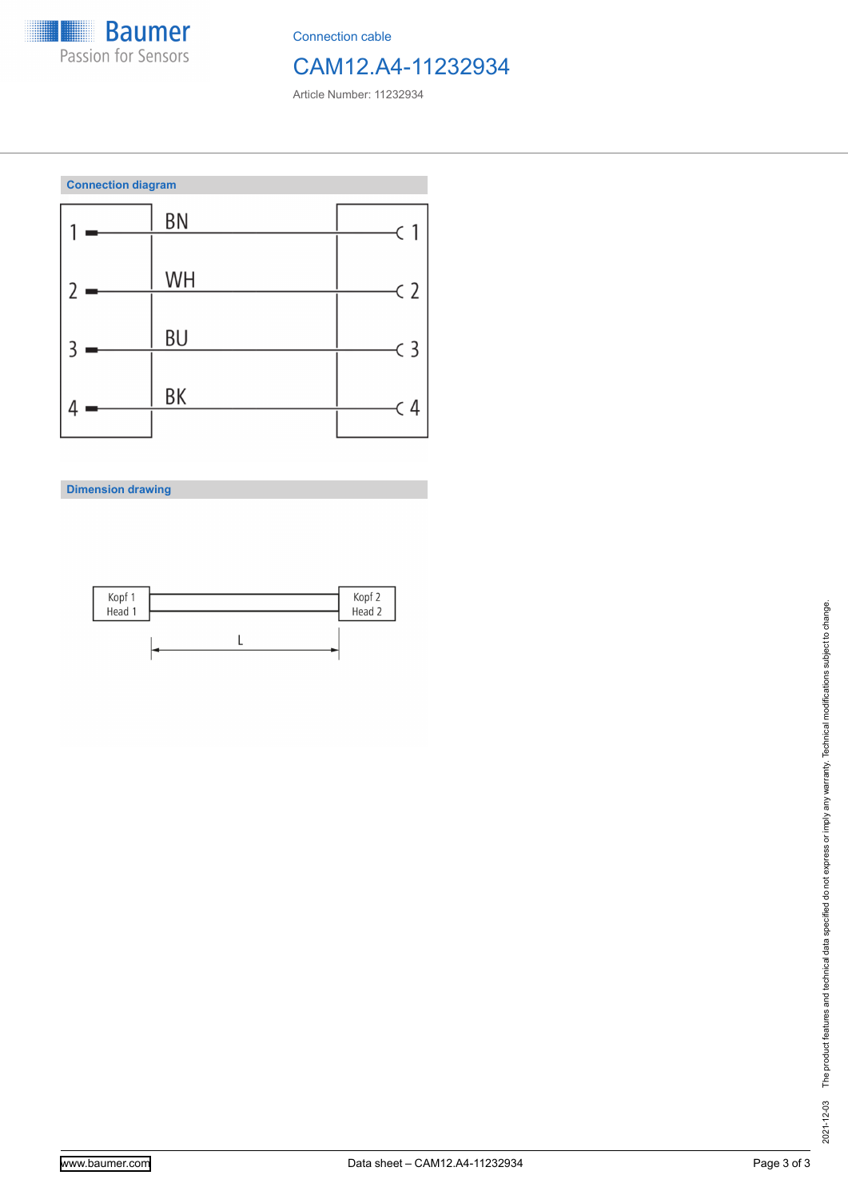Connection cable

# CAM12.A4-11232934

Article Number: 11232934

## Connection diagram

1 BN 1
2 WH 2
3 BU 3
4 BK 4

## Dimension drawing

Kopf 1
Head 1

Kopf 2
Head 2

L

2021-12-03 The product features and technical data specified do not express or imply any warranty. Technical modifications subject to change.

www.baumer.com

Data sheet – CAM12.A4-11232934